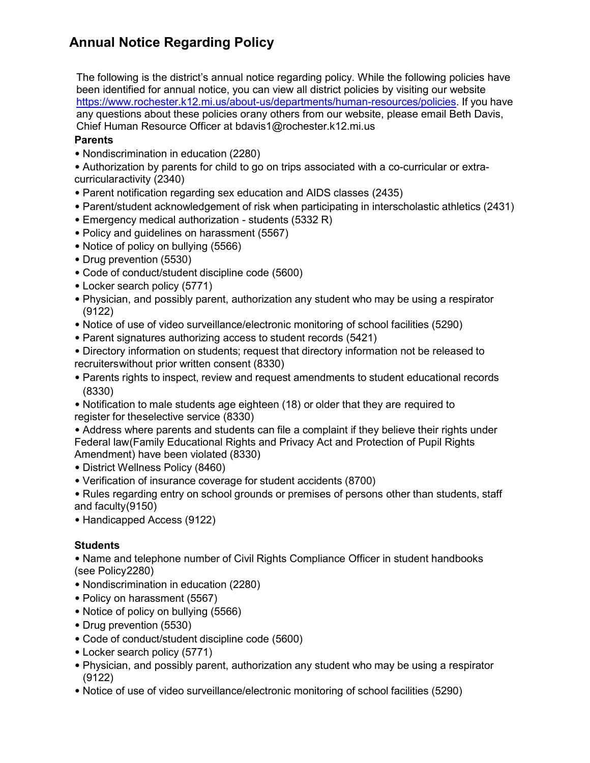# Annual Notice Regarding Policy

The following is the district's annual notice regarding policy. While the following policies have been identified for annual notice, you can view all district policies by visiting our website https://www.rochester.k12.mi.us/about-us/departments/human-resources/policies. If you have any questions about these policies orany others from our website, please email Beth Davis, Chief Human Resource Officer at bdavis1@rochester.k12.mi.us

**Parents**

- Nondiscrimination in education (2280)
- Authorization by parents for child to go on trips associated with a co-curricular or extra-curricularactivity (2340)
- Parent notification regarding sex education and AIDS classes (2435)
- Parent/student acknowledgement of risk when participating in interscholastic athletics (2431)
- Emergency medical authorization - students (5332 R)
- Policy and guidelines on harassment (5567)
- Notice of policy on bullying (5566)
- Drug prevention (5530)
- Code of conduct/student discipline code (5600)
- Locker search policy (5771)
- Physician, and possibly parent, authorization any student who may be using a respirator (9122)
- Notice of use of video surveillance/electronic monitoring of school facilities (5290)
- Parent signatures authorizing access to student records (5421)
- Directory information on students; request that directory information not be released to recruiterswithout prior written consent (8330)
- Parents rights to inspect, review and request amendments to student educational records (8330)
- Notification to male students age eighteen (18) or older that they are required to register for theselective service (8330)
- Address where parents and students can file a complaint if they believe their rights under Federal law(Family Educational Rights and Privacy Act and Protection of Pupil Rights Amendment) have been violated (8330)
- District Wellness Policy (8460)
- Verification of insurance coverage for student accidents (8700)
- Rules regarding entry on school grounds or premises of persons other than students, staff and faculty(9150)
- Handicapped Access (9122)

**Students**

- Name and telephone number of Civil Rights Compliance Officer in student handbooks (see Policy2280)
- Nondiscrimination in education (2280)
- Policy on harassment (5567)
- Notice of policy on bullying (5566)
- Drug prevention (5530)
- Code of conduct/student discipline code (5600)
- Locker search policy (5771)
- Physician, and possibly parent, authorization any student who may be using a respirator (9122)
- Notice of use of video surveillance/electronic monitoring of school facilities (5290)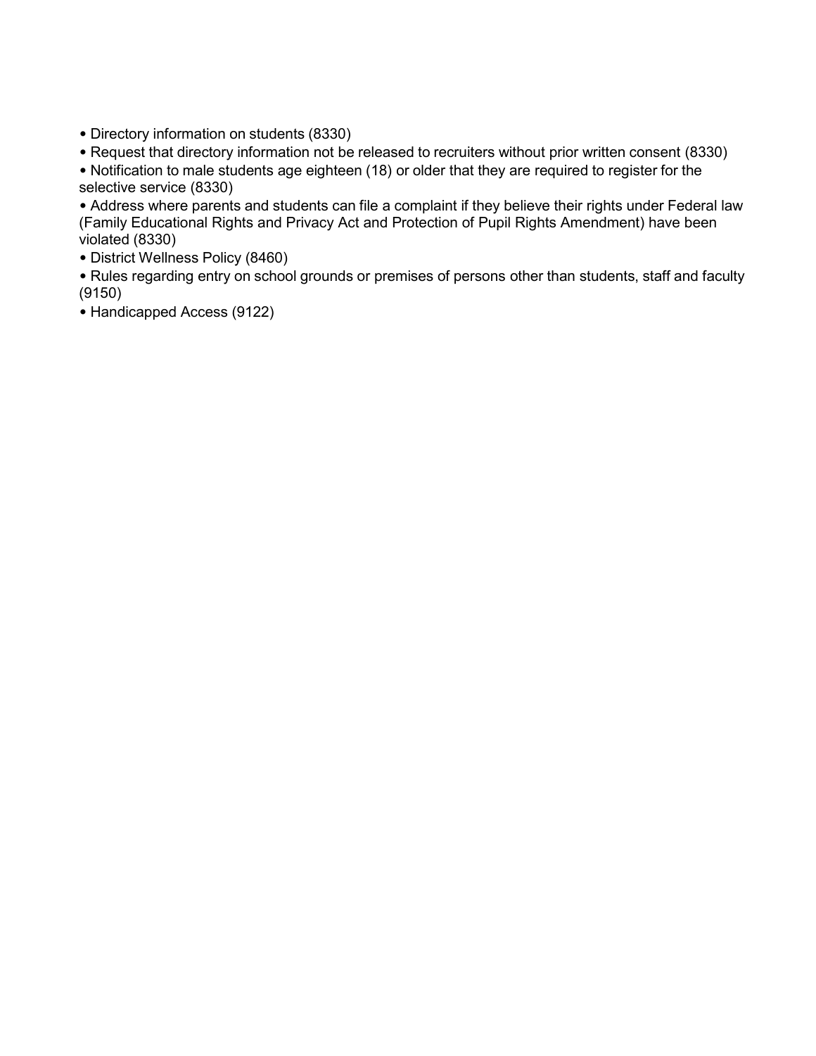- Directory information on students (8330)
- Request that directory information not be released to recruiters without prior written consent (8330)
- Notification to male students age eighteen (18) or older that they are required to register for the selective service (8330)
- Address where parents and students can file a complaint if they believe their rights under Federal law (Family Educational Rights and Privacy Act and Protection of Pupil Rights Amendment) have been violated (8330)
- District Wellness Policy (8460)
- Rules regarding entry on school grounds or premises of persons other than students, staff and faculty (9150)
- Handicapped Access (9122)